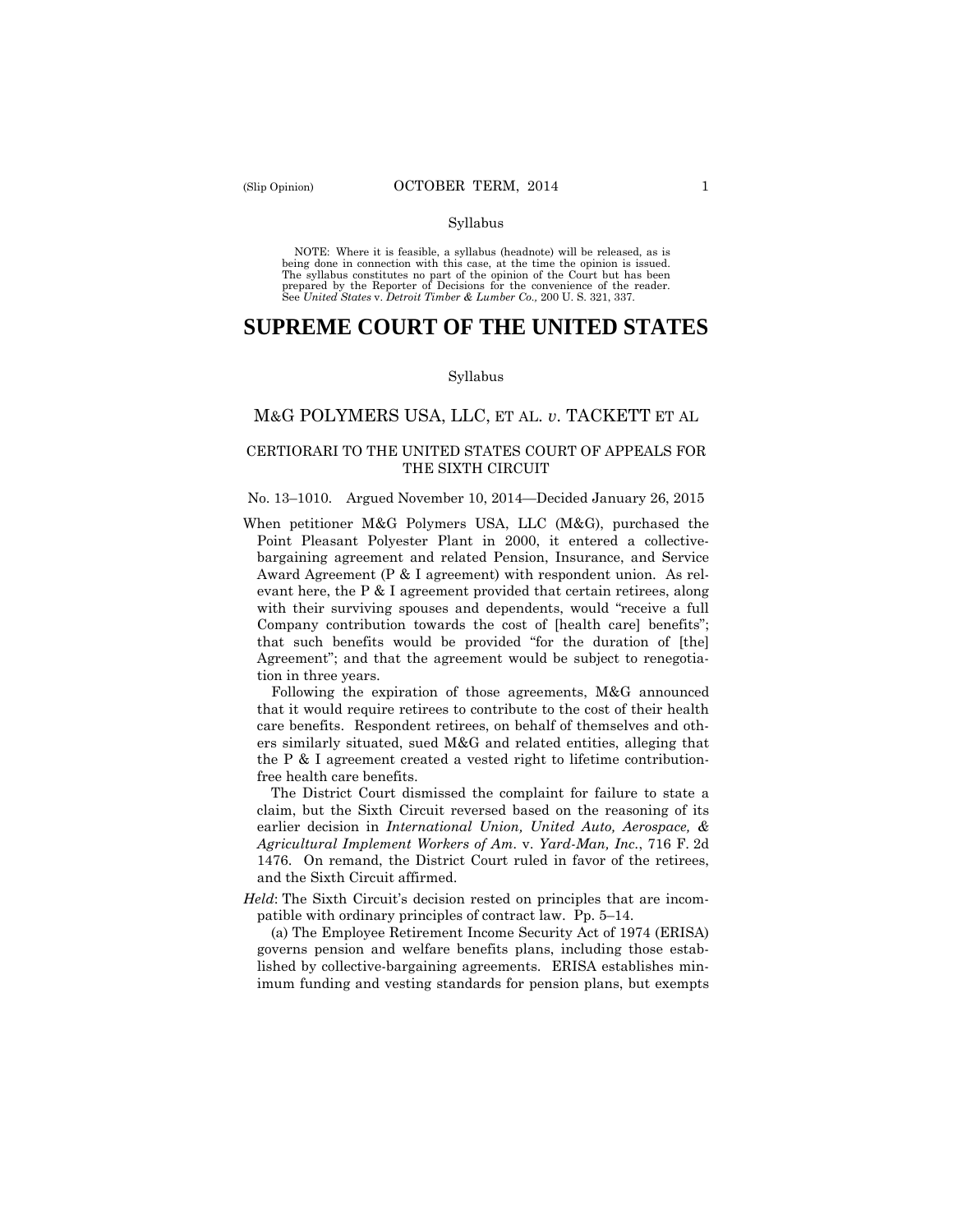Syllabus

NOTE: Where it is feasible, a syllabus (headnote) will be released, as is being done in connection with this case, at the time the opinion is issued. The syllabus constitutes no part of the opinion of the Court but has been prepared by the Reporter of Decisions for the convenience of the reader. See *United States* v. *Detroit Timber & Lumber Co.,* 200 U. S. 321, 337.

# SUPREME COURT OF THE UNITED STATES

Syllabus

## M&G POLYMERS USA, LLC, ET AL. *v.* TACKETT ET AL

CERTIORARI TO THE UNITED STATES COURT OF APPEALS FOR THE SIXTH CIRCUIT

No. 13–1010. Argued November 10, 2014—Decided January 26, 2015

When petitioner M&G Polymers USA, LLC (M&G), purchased the Point Pleasant Polyester Plant in 2000, it entered a collective-bargaining agreement and related Pension, Insurance, and Service Award Agreement (P & I agreement) with respondent union. As relevant here, the P & I agreement provided that certain retirees, along with their surviving spouses and dependents, would "receive a full Company contribution towards the cost of [health care] benefits"; that such benefits would be provided "for the duration of [the] Agreement"; and that the agreement would be subject to renegotiation in three years.

Following the expiration of those agreements, M&G announced that it would require retirees to contribute to the cost of their health care benefits. Respondent retirees, on behalf of themselves and others similarly situated, sued M&G and related entities, alleging that the P & I agreement created a vested right to lifetime contribution-free health care benefits.

The District Court dismissed the complaint for failure to state a claim, but the Sixth Circuit reversed based on the reasoning of its earlier decision in *International Union, United Auto, Aerospace, & Agricultural Implement Workers of Am.* v. *Yard-Man, Inc.*, 716 F. 2d 1476. On remand, the District Court ruled in favor of the retirees, and the Sixth Circuit affirmed.

*Held*: The Sixth Circuit's decision rested on principles that are incompatible with ordinary principles of contract law. Pp. 5–14.

(a) The Employee Retirement Income Security Act of 1974 (ERISA) governs pension and welfare benefits plans, including those established by collective-bargaining agreements. ERISA establishes minimum funding and vesting standards for pension plans, but exempts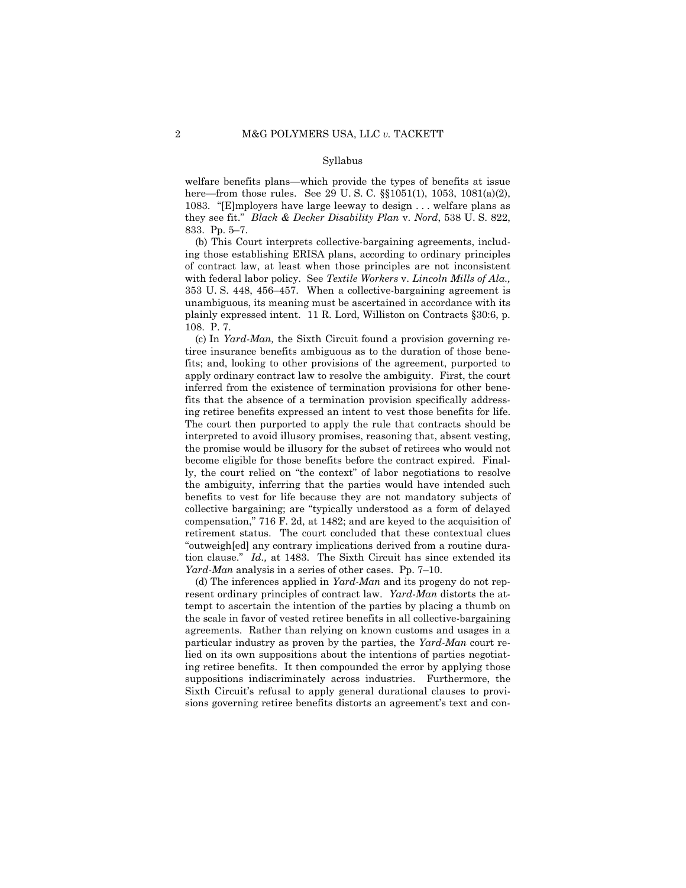Syllabus

welfare benefits plans—which provide the types of benefits at issue here—from those rules. See 29 U. S. C. §§1051(1), 1053, 1081(a)(2), 1083. "[E]mployers have large leeway to design . . . welfare plans as they see fit." *Black & Decker Disability Plan* v. *Nord*, 538 U. S. 822, 833. Pp. 5–7.

(b) This Court interprets collective-bargaining agreements, including those establishing ERISA plans, according to ordinary principles of contract law, at least when those principles are not inconsistent with federal labor policy. See *Textile Workers* v. *Lincoln Mills of Ala.,* 353 U. S. 448, 456–457. When a collective-bargaining agreement is unambiguous, its meaning must be ascertained in accordance with its plainly expressed intent. 11 R. Lord, Williston on Contracts §30:6, p. 108. P. 7.

(c) In *Yard-Man,* the Sixth Circuit found a provision governing retiree insurance benefits ambiguous as to the duration of those benefits; and, looking to other provisions of the agreement, purported to apply ordinary contract law to resolve the ambiguity. First, the court inferred from the existence of termination provisions for other benefits that the absence of a termination provision specifically addressing retiree benefits expressed an intent to vest those benefits for life. The court then purported to apply the rule that contracts should be interpreted to avoid illusory promises, reasoning that, absent vesting, the promise would be illusory for the subset of retirees who would not become eligible for those benefits before the contract expired. Finally, the court relied on "the context" of labor negotiations to resolve the ambiguity, inferring that the parties would have intended such benefits to vest for life because they are not mandatory subjects of collective bargaining; are "typically understood as a form of delayed compensation," 716 F. 2d, at 1482; and are keyed to the acquisition of retirement status. The court concluded that these contextual clues "outweigh[ed] any contrary implications derived from a routine duration clause." *Id.,* at 1483. The Sixth Circuit has since extended its *Yard-Man* analysis in a series of other cases. Pp. 7–10.

(d) The inferences applied in *Yard-Man* and its progeny do not represent ordinary principles of contract law. *Yard-Man* distorts the attempt to ascertain the intention of the parties by placing a thumb on the scale in favor of vested retiree benefits in all collective-bargaining agreements. Rather than relying on known customs and usages in a particular industry as proven by the parties, the *Yard-Man* court relied on its own suppositions about the intentions of parties negotiating retiree benefits. It then compounded the error by applying those suppositions indiscriminately across industries. Furthermore, the Sixth Circuit's refusal to apply general durational clauses to provisions governing retiree benefits distorts an agreement's text and con-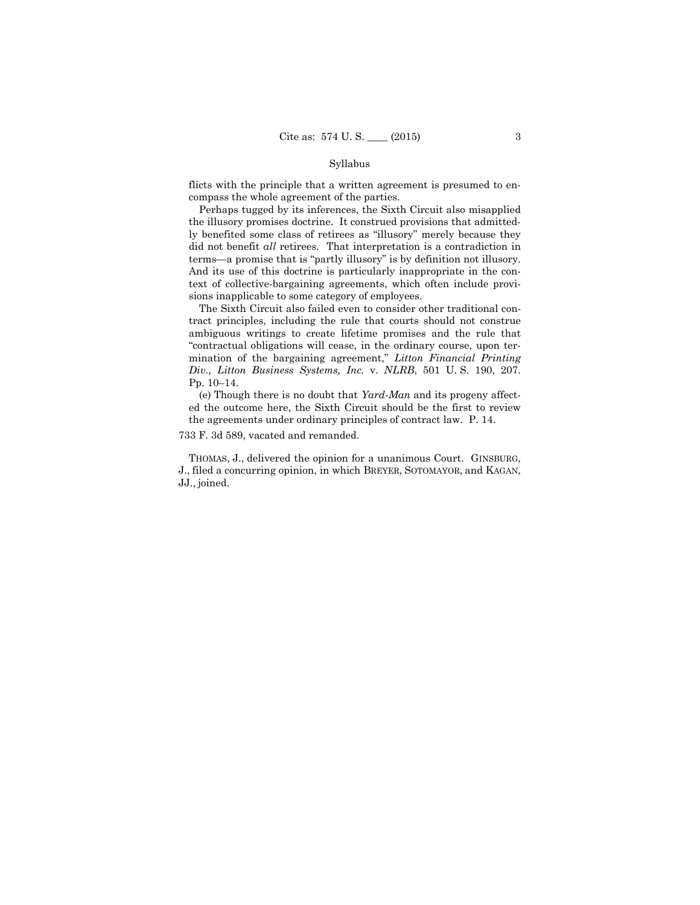flicts with the principle that a written agreement is presumed to encompass the whole agreement of the parties.

Perhaps tugged by its inferences, the Sixth Circuit also misapplied the illusory promises doctrine. It construed provisions that admittedly benefited some class of retirees as "illusory" merely because they did not benefit *all* retirees. That interpretation is a contradiction in terms—a promise that is "partly illusory" is by definition not illusory. And its use of this doctrine is particularly inappropriate in the context of collective-bargaining agreements, which often include provisions inapplicable to some category of employees.

The Sixth Circuit also failed even to consider other traditional contract principles, including the rule that courts should not construe ambiguous writings to create lifetime promises and the rule that "contractual obligations will cease, in the ordinary course, upon termination of the bargaining agreement," *Litton Financial Printing Div., Litton Business Systems, Inc.* v. *NLRB*, 501 U. S. 190, 207. Pp. 10–14.

(e) Though there is no doubt that *Yard-Man* and its progeny affected the outcome here, the Sixth Circuit should be the first to review the agreements under ordinary principles of contract law. P. 14.

733 F. 3d 589, vacated and remanded.

THOMAS, J., delivered the opinion for a unanimous Court. GINSBURG, J., filed a concurring opinion, in which BREYER, SOTOMAYOR, and KAGAN, JJ., joined.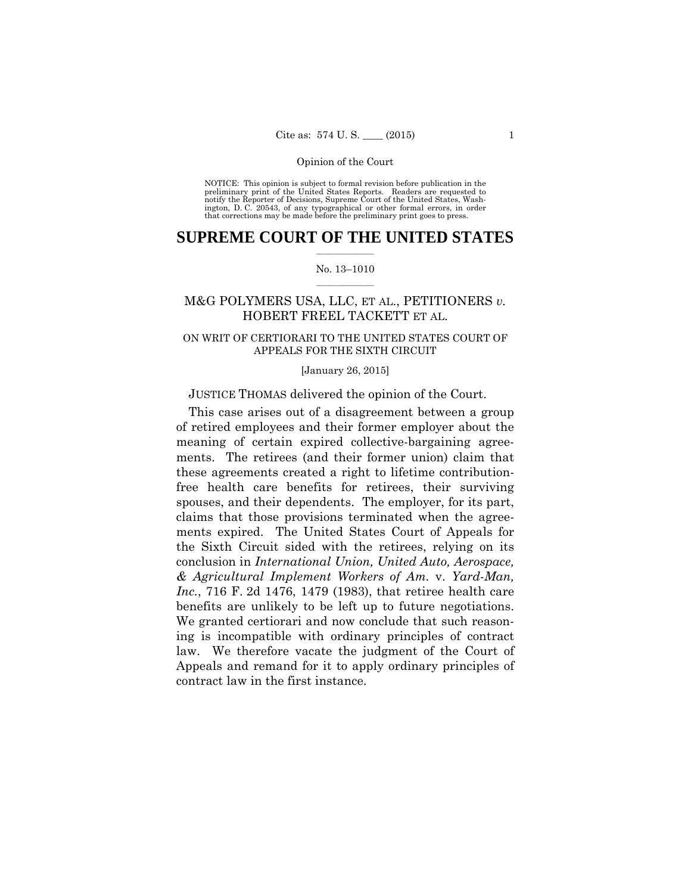NOTICE: This opinion is subject to formal revision before publication in the preliminary print of the United States Reports. Readers are requested to notify the Reporter of Decisions, Supreme Court of the United States, Washington, D. C. 20543, of any typographical or other formal errors, in order that corrections may be made before the preliminary print goes to press.

# SUPREME COURT OF THE UNITED STATES

No. 13–1010

M&G POLYMERS USA, LLC, ET AL., PETITIONERS *v.* HOBERT FREEL TACKETT ET AL.

ON WRIT OF CERTIORARI TO THE UNITED STATES COURT OF APPEALS FOR THE SIXTH CIRCUIT

[January 26, 2015]

JUSTICE THOMAS delivered the opinion of the Court.

This case arises out of a disagreement between a group of retired employees and their former employer about the meaning of certain expired collective-bargaining agreements. The retirees (and their former union) claim that these agreements created a right to lifetime contribution-free health care benefits for retirees, their surviving spouses, and their dependents. The employer, for its part, claims that those provisions terminated when the agreements expired. The United States Court of Appeals for the Sixth Circuit sided with the retirees, relying on its conclusion in *International Union, United Auto, Aerospace, & Agricultural Implement Workers of Am.* v. *Yard-Man, Inc.*, 716 F. 2d 1476, 1479 (1983), that retiree health care benefits are unlikely to be left up to future negotiations. We granted certiorari and now conclude that such reasoning is incompatible with ordinary principles of contract law. We therefore vacate the judgment of the Court of Appeals and remand for it to apply ordinary principles of contract law in the first instance.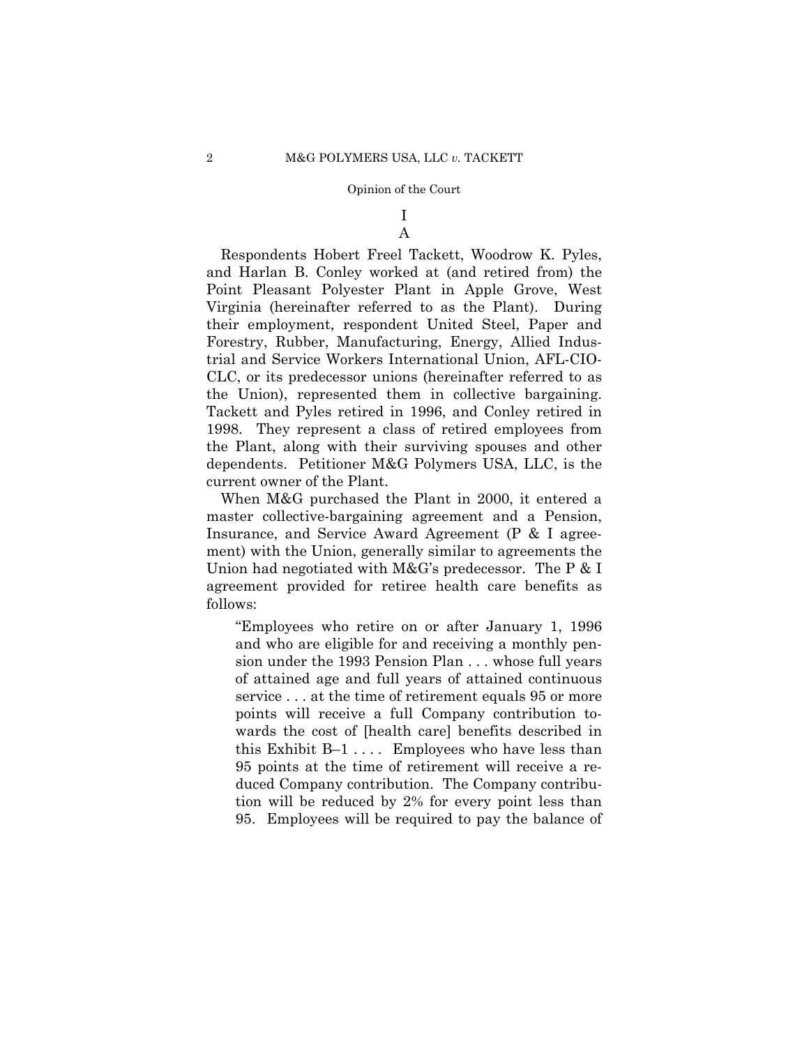# I

## A

Respondents Hobert Freel Tackett, Woodrow K. Pyles, and Harlan B. Conley worked at (and retired from) the Point Pleasant Polyester Plant in Apple Grove, West Virginia (hereinafter referred to as the Plant). During their employment, respondent United Steel, Paper and Forestry, Rubber, Manufacturing, Energy, Allied Industrial and Service Workers International Union, AFL-CIO-CLC, or its predecessor unions (hereinafter referred to as the Union), represented them in collective bargaining. Tackett and Pyles retired in 1996, and Conley retired in 1998. They represent a class of retired employees from the Plant, along with their surviving spouses and other dependents. Petitioner M&G Polymers USA, LLC, is the current owner of the Plant.

When M&G purchased the Plant in 2000, it entered a master collective-bargaining agreement and a Pension, Insurance, and Service Award Agreement (P & I agreement) with the Union, generally similar to agreements the Union had negotiated with M&G's predecessor. The P & I agreement provided for retiree health care benefits as follows:

> "Employees who retire on or after January 1, 1996 and who are eligible for and receiving a monthly pension under the 1993 Pension Plan . . . whose full years of attained age and full years of attained continuous service . . . at the time of retirement equals 95 or more points will receive a full Company contribution towards the cost of [health care] benefits described in this Exhibit B–1 . . . . Employees who have less than 95 points at the time of retirement will receive a reduced Company contribution. The Company contribution will be reduced by 2% for every point less than 95. Employees will be required to pay the balance of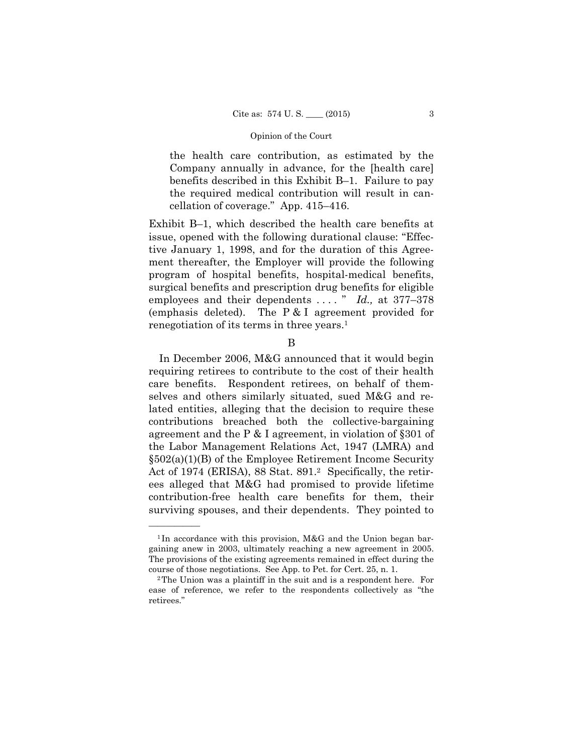> the health care contribution, as estimated by the Company annually in advance, for the [health care] benefits described in this Exhibit B–1. Failure to pay the required medical contribution will result in cancellation of coverage." App. 415–416.

Exhibit B–1, which described the health care benefits at issue, opened with the following durational clause: "Effective January 1, 1998, and for the duration of this Agreement thereafter, the Employer will provide the following program of hospital benefits, hospital-medical benefits, surgical benefits and prescription drug benefits for eligible employees and their dependents . . . . " *Id.,* at 377–378 (emphasis deleted). The P & I agreement provided for renegotiation of its terms in three years.[1]

B

In December 2006, M&G announced that it would begin requiring retirees to contribute to the cost of their health care benefits. Respondent retirees, on behalf of themselves and others similarly situated, sued M&G and related entities, alleging that the decision to require these contributions breached both the collective-bargaining agreement and the P & I agreement, in violation of §301 of the Labor Management Relations Act, 1947 (LMRA) and §502(a)(1)(B) of the Employee Retirement Income Security Act of 1974 (ERISA), 88 Stat. 891.[2] Specifically, the retirees alleged that M&G had promised to provide lifetime contribution-free health care benefits for them, their surviving spouses, and their dependents. They pointed to

---

[1] In accordance with this provision, M&G and the Union began bargaining anew in 2003, ultimately reaching a new agreement in 2005. The provisions of the existing agreements remained in effect during the course of those negotiations. See App. to Pet. for Cert. 25, n. 1.

[2] The Union was a plaintiff in the suit and is a respondent here. For ease of reference, we refer to the respondents collectively as "the retirees."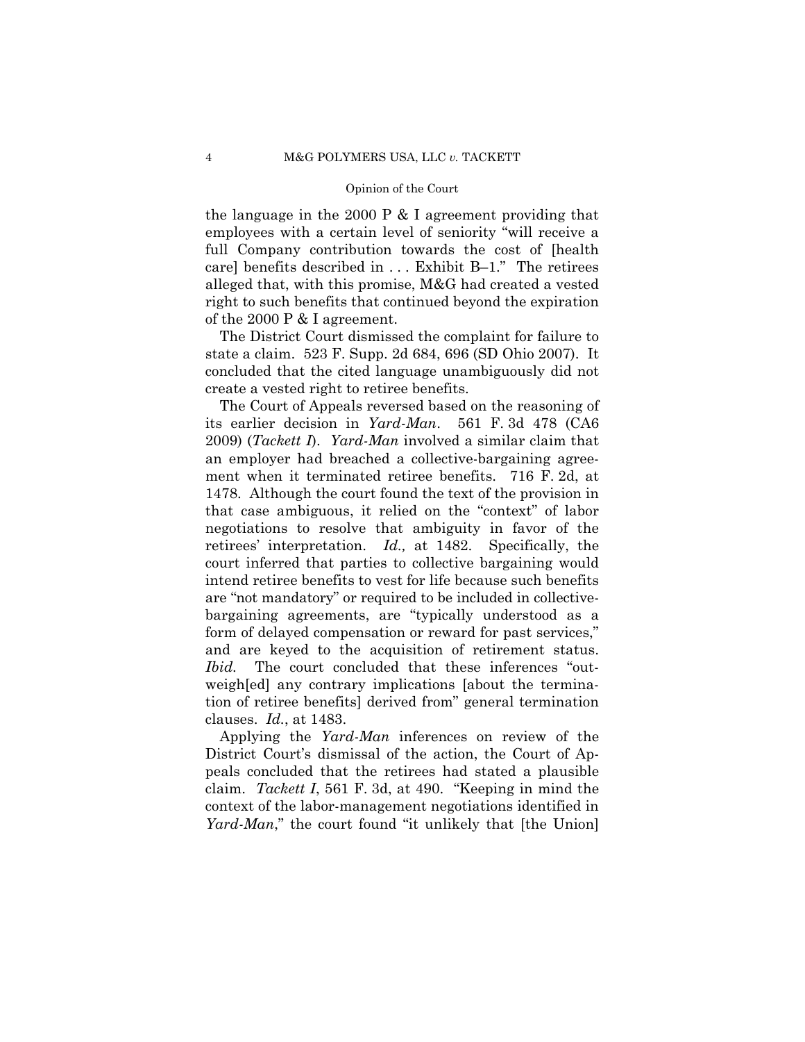the language in the 2000 P & I agreement providing that employees with a certain level of seniority "will receive a full Company contribution towards the cost of [health care] benefits described in . . . Exhibit B–1." The retirees alleged that, with this promise, M&G had created a vested right to such benefits that continued beyond the expiration of the 2000 P & I agreement.

The District Court dismissed the complaint for failure to state a claim. 523 F. Supp. 2d 684, 696 (SD Ohio 2007). It concluded that the cited language unambiguously did not create a vested right to retiree benefits.

The Court of Appeals reversed based on the reasoning of its earlier decision in *Yard-Man*. 561 F. 3d 478 (CA6 2009) (*Tackett I*). *Yard-Man* involved a similar claim that an employer had breached a collective-bargaining agreement when it terminated retiree benefits. 716 F. 2d, at 1478. Although the court found the text of the provision in that case ambiguous, it relied on the "context" of labor negotiations to resolve that ambiguity in favor of the retirees' interpretation. *Id.,* at 1482. Specifically, the court inferred that parties to collective bargaining would intend retiree benefits to vest for life because such benefits are "not mandatory" or required to be included in collective-bargaining agreements, are "typically understood as a form of delayed compensation or reward for past services," and are keyed to the acquisition of retirement status. *Ibid.* The court concluded that these inferences "outweigh[ed] any contrary implications [about the termination of retiree benefits] derived from" general termination clauses. *Id.*, at 1483.

Applying the *Yard-Man* inferences on review of the District Court's dismissal of the action, the Court of Appeals concluded that the retirees had stated a plausible claim. *Tackett I*, 561 F. 3d, at 490. "Keeping in mind the context of the labor-management negotiations identified in *Yard-Man*," the court found "it unlikely that [the Union]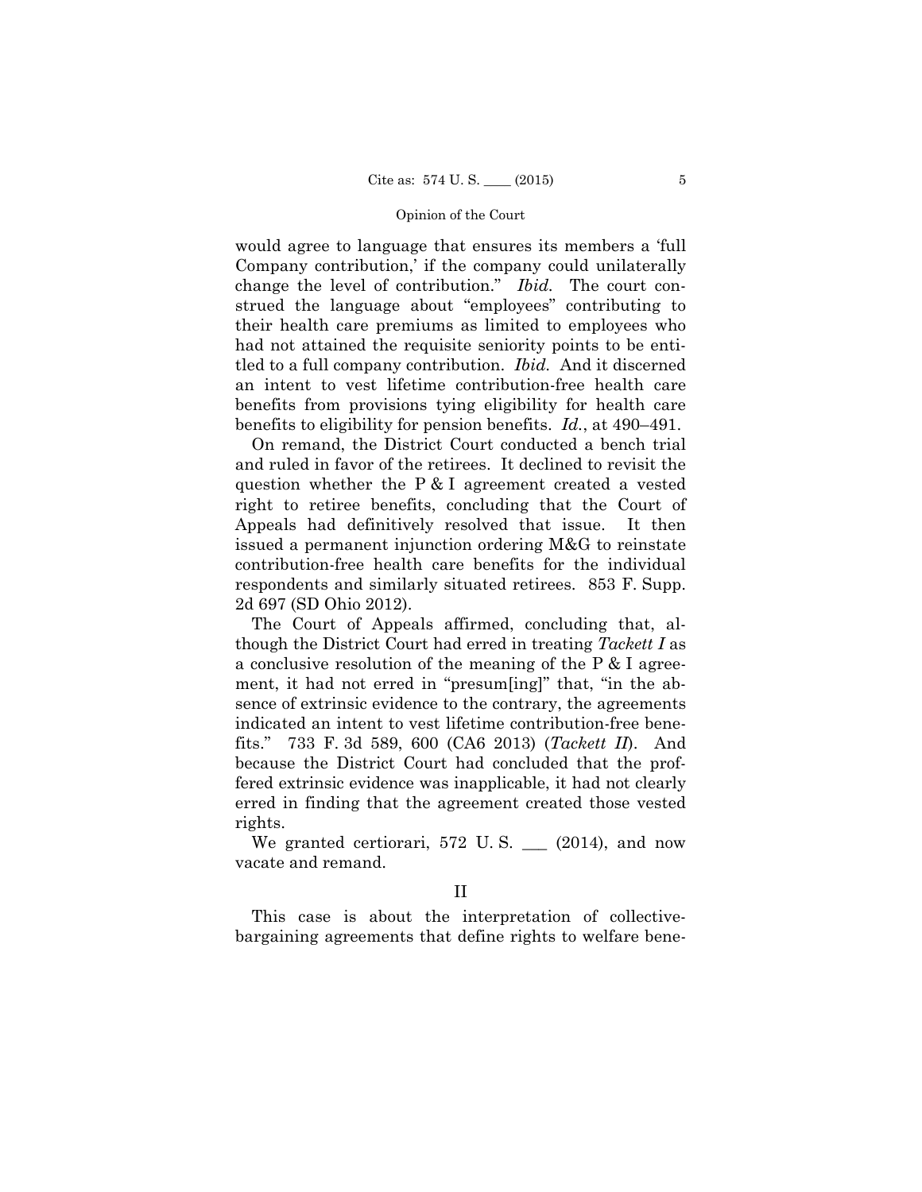would agree to language that ensures its members a 'full Company contribution,' if the company could unilaterally change the level of contribution." *Ibid.* The court construed the language about "employees" contributing to their health care premiums as limited to employees who had not attained the requisite seniority points to be entitled to a full company contribution. *Ibid.* And it discerned an intent to vest lifetime contribution-free health care benefits from provisions tying eligibility for health care benefits to eligibility for pension benefits. *Id.*, at 490–491.

On remand, the District Court conducted a bench trial and ruled in favor of the retirees. It declined to revisit the question whether the P & I agreement created a vested right to retiree benefits, concluding that the Court of Appeals had definitively resolved that issue. It then issued a permanent injunction ordering M&G to reinstate contribution-free health care benefits for the individual respondents and similarly situated retirees. 853 F. Supp. 2d 697 (SD Ohio 2012).

The Court of Appeals affirmed, concluding that, although the District Court had erred in treating *Tackett I* as a conclusive resolution of the meaning of the P & I agreement, it had not erred in "presum[ing]" that, "in the absence of extrinsic evidence to the contrary, the agreements indicated an intent to vest lifetime contribution-free benefits." 733 F. 3d 589, 600 (CA6 2013) (*Tackett II*). And because the District Court had concluded that the proffered extrinsic evidence was inapplicable, it had not clearly erred in finding that the agreement created those vested rights.

We granted certiorari, 572 U. S. ___ (2014), and now vacate and remand.

## II

This case is about the interpretation of collective-bargaining agreements that define rights to welfare bene-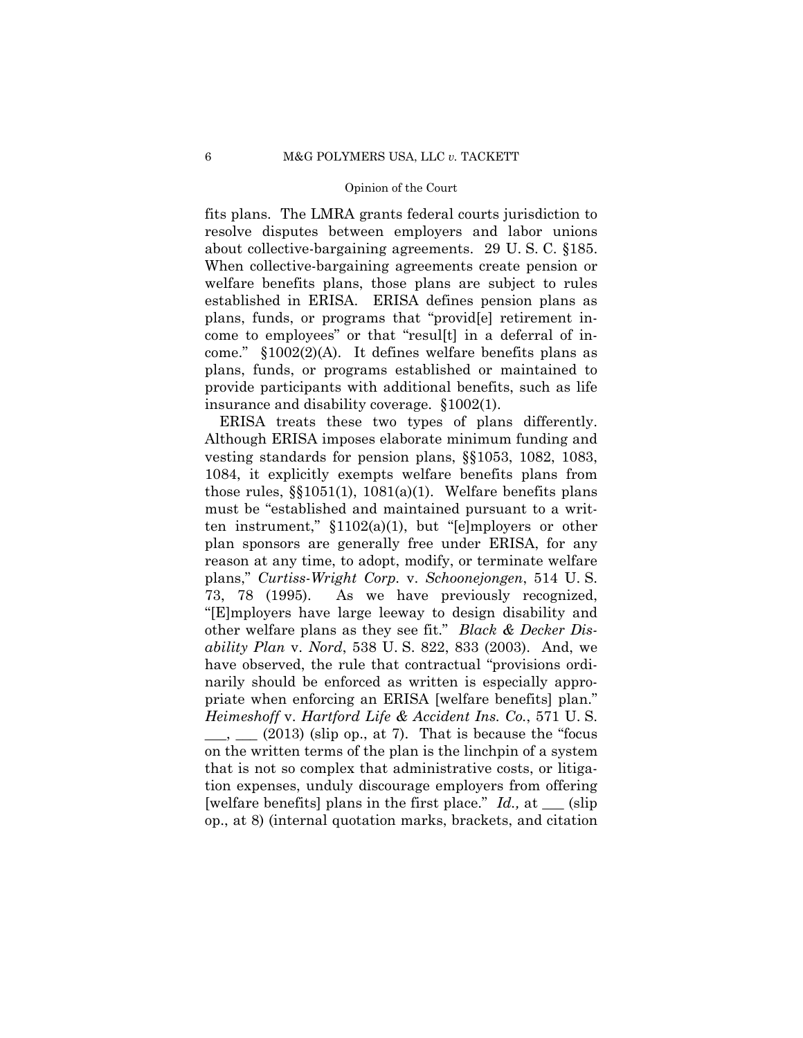fits plans. The LMRA grants federal courts jurisdiction to resolve disputes between employers and labor unions about collective-bargaining agreements. 29 U. S. C. §185. When collective-bargaining agreements create pension or welfare benefits plans, those plans are subject to rules established in ERISA. ERISA defines pension plans as plans, funds, or programs that "provid[e] retirement income to employees" or that "resul[t] in a deferral of income." §1002(2)(A). It defines welfare benefits plans as plans, funds, or programs established or maintained to provide participants with additional benefits, such as life insurance and disability coverage. §1002(1).

ERISA treats these two types of plans differently. Although ERISA imposes elaborate minimum funding and vesting standards for pension plans, §§1053, 1082, 1083, 1084, it explicitly exempts welfare benefits plans from those rules, §§1051(1), 1081(a)(1). Welfare benefits plans must be "established and maintained pursuant to a written instrument," §1102(a)(1), but "[e]mployers or other plan sponsors are generally free under ERISA, for any reason at any time, to adopt, modify, or terminate welfare plans," *Curtiss-Wright Corp.* v. *Schoonejongen*, 514 U. S. 73, 78 (1995). As we have previously recognized, "[E]mployers have large leeway to design disability and other welfare plans as they see fit." *Black & Decker Disability Plan* v. *Nord*, 538 U. S. 822, 833 (2003). And, we have observed, the rule that contractual "provisions ordinarily should be enforced as written is especially appropriate when enforcing an ERISA [welfare benefits] plan." *Heimeshoff* v. *Hartford Life & Accident Ins. Co.*, 571 U. S. ___, ___ (2013) (slip op., at 7). That is because the "focus on the written terms of the plan is the linchpin of a system that is not so complex that administrative costs, or litigation expenses, unduly discourage employers from offering [welfare benefits] plans in the first place." *Id.,* at ___ (slip op., at 8) (internal quotation marks, brackets, and citation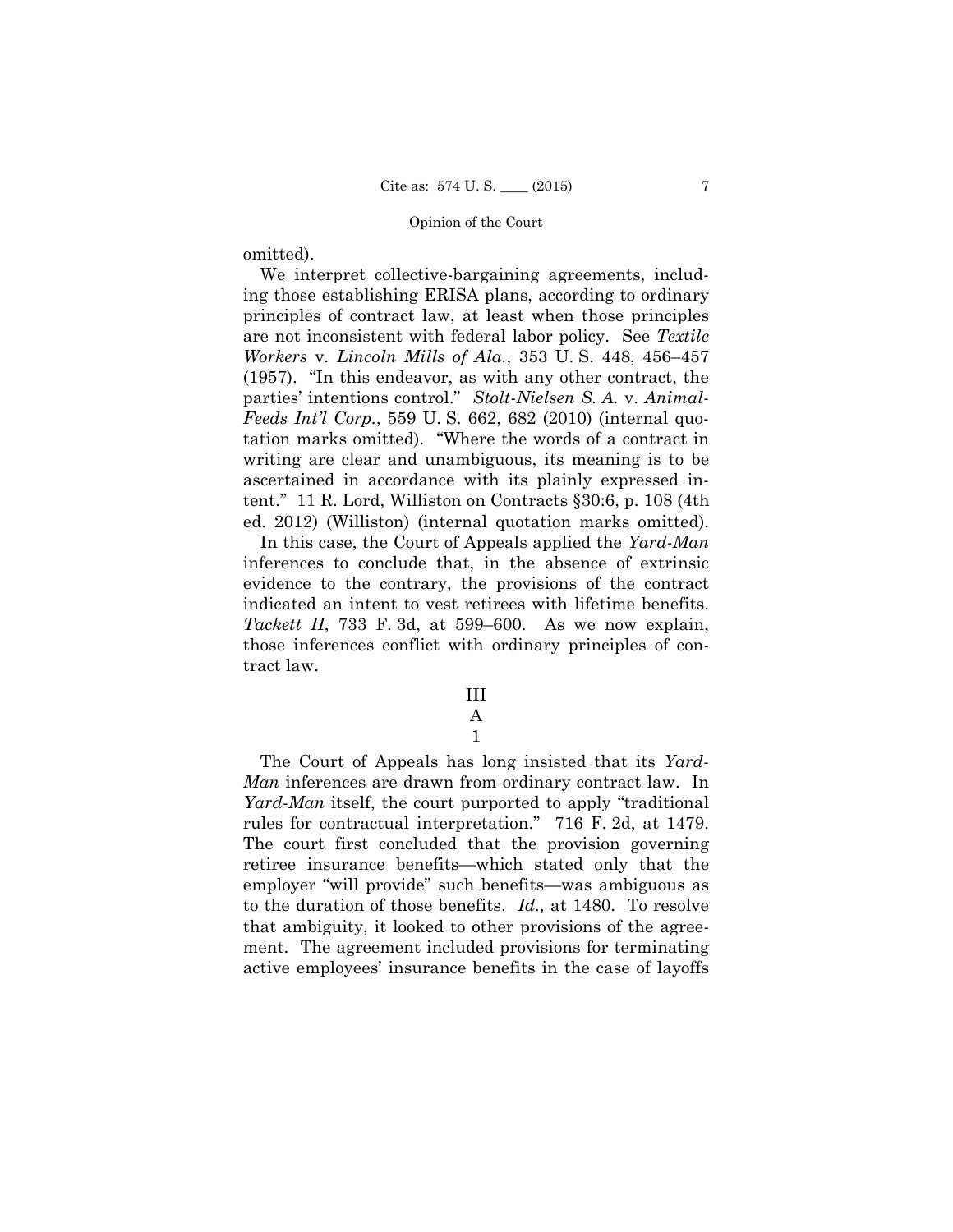omitted).

We interpret collective-bargaining agreements, including those establishing ERISA plans, according to ordinary principles of contract law, at least when those principles are not inconsistent with federal labor policy. See *Textile Workers* v. *Lincoln Mills of Ala.*, 353 U. S. 448, 456–457 (1957). "In this endeavor, as with any other contract, the parties' intentions control." *Stolt-Nielsen S. A.* v. *Animal-Feeds Int'l Corp.*, 559 U. S. 662, 682 (2010) (internal quotation marks omitted). "Where the words of a contract in writing are clear and unambiguous, its meaning is to be ascertained in accordance with its plainly expressed intent." 11 R. Lord, Williston on Contracts §30:6, p. 108 (4th ed. 2012) (Williston) (internal quotation marks omitted).

In this case, the Court of Appeals applied the *Yard-Man* inferences to conclude that, in the absence of extrinsic evidence to the contrary, the provisions of the contract indicated an intent to vest retirees with lifetime benefits. *Tackett II*, 733 F. 3d, at 599–600. As we now explain, those inferences conflict with ordinary principles of contract law.

III

A

1

The Court of Appeals has long insisted that its *Yard-Man* inferences are drawn from ordinary contract law. In *Yard-Man* itself, the court purported to apply "traditional rules for contractual interpretation." 716 F. 2d, at 1479. The court first concluded that the provision governing retiree insurance benefits—which stated only that the employer "will provide" such benefits—was ambiguous as to the duration of those benefits. *Id.,* at 1480. To resolve that ambiguity, it looked to other provisions of the agreement. The agreement included provisions for terminating active employees' insurance benefits in the case of layoffs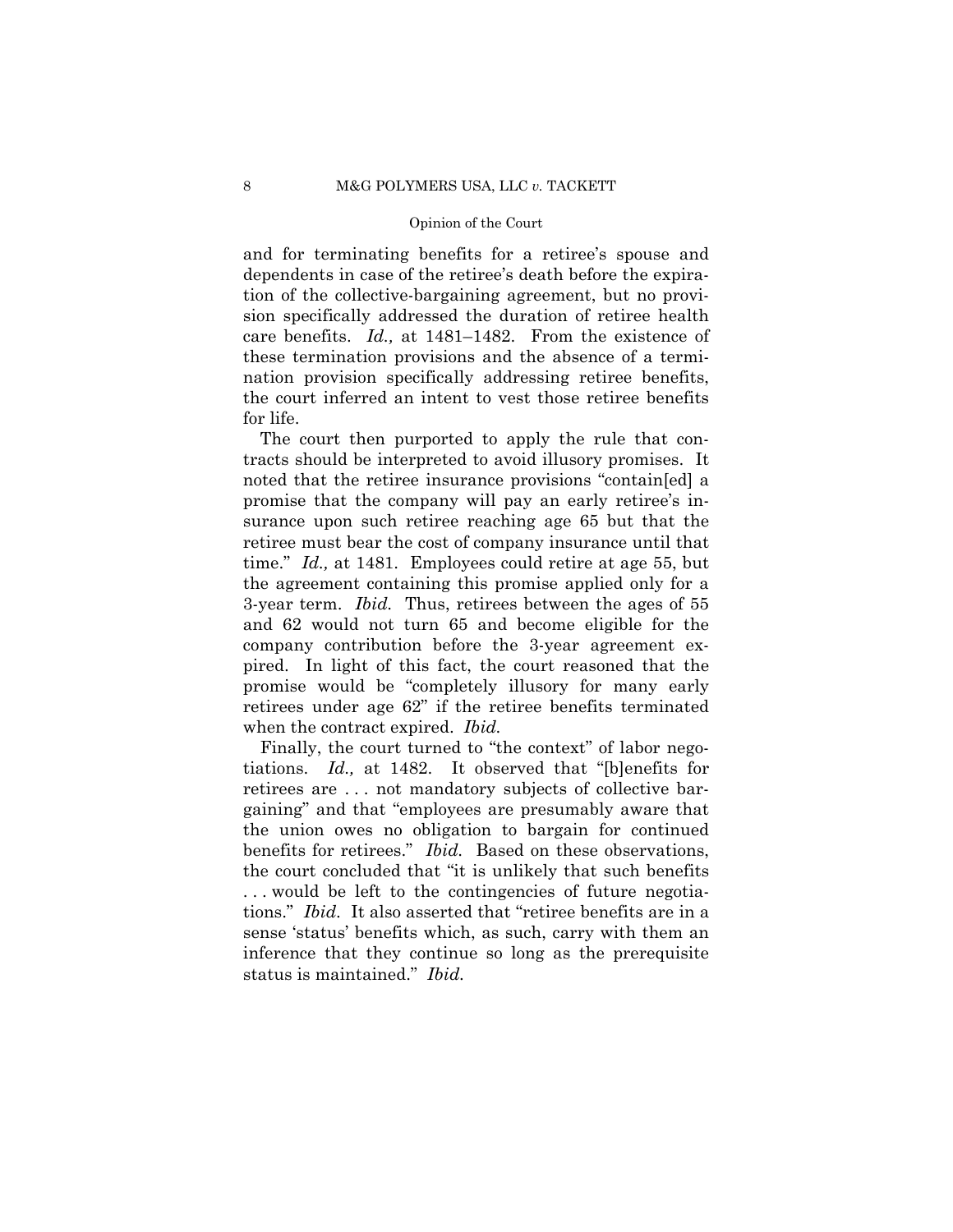and for terminating benefits for a retiree's spouse and dependents in case of the retiree's death before the expiration of the collective-bargaining agreement, but no provision specifically addressed the duration of retiree health care benefits. *Id.,* at 1481–1482. From the existence of these termination provisions and the absence of a termination provision specifically addressing retiree benefits, the court inferred an intent to vest those retiree benefits for life.

The court then purported to apply the rule that contracts should be interpreted to avoid illusory promises. It noted that the retiree insurance provisions "contain[ed] a promise that the company will pay an early retiree's insurance upon such retiree reaching age 65 but that the retiree must bear the cost of company insurance until that time." *Id.,* at 1481. Employees could retire at age 55, but the agreement containing this promise applied only for a 3-year term. *Ibid.* Thus, retirees between the ages of 55 and 62 would not turn 65 and become eligible for the company contribution before the 3-year agreement expired. In light of this fact, the court reasoned that the promise would be "completely illusory for many early retirees under age 62" if the retiree benefits terminated when the contract expired. *Ibid.*

Finally, the court turned to "the context" of labor negotiations. *Id.,* at 1482. It observed that "[b]enefits for retirees are . . . not mandatory subjects of collective bargaining" and that "employees are presumably aware that the union owes no obligation to bargain for continued benefits for retirees." *Ibid.* Based on these observations, the court concluded that "it is unlikely that such benefits . . . would be left to the contingencies of future negotiations." *Ibid.* It also asserted that "retiree benefits are in a sense 'status' benefits which, as such, carry with them an inference that they continue so long as the prerequisite status is maintained." *Ibid.*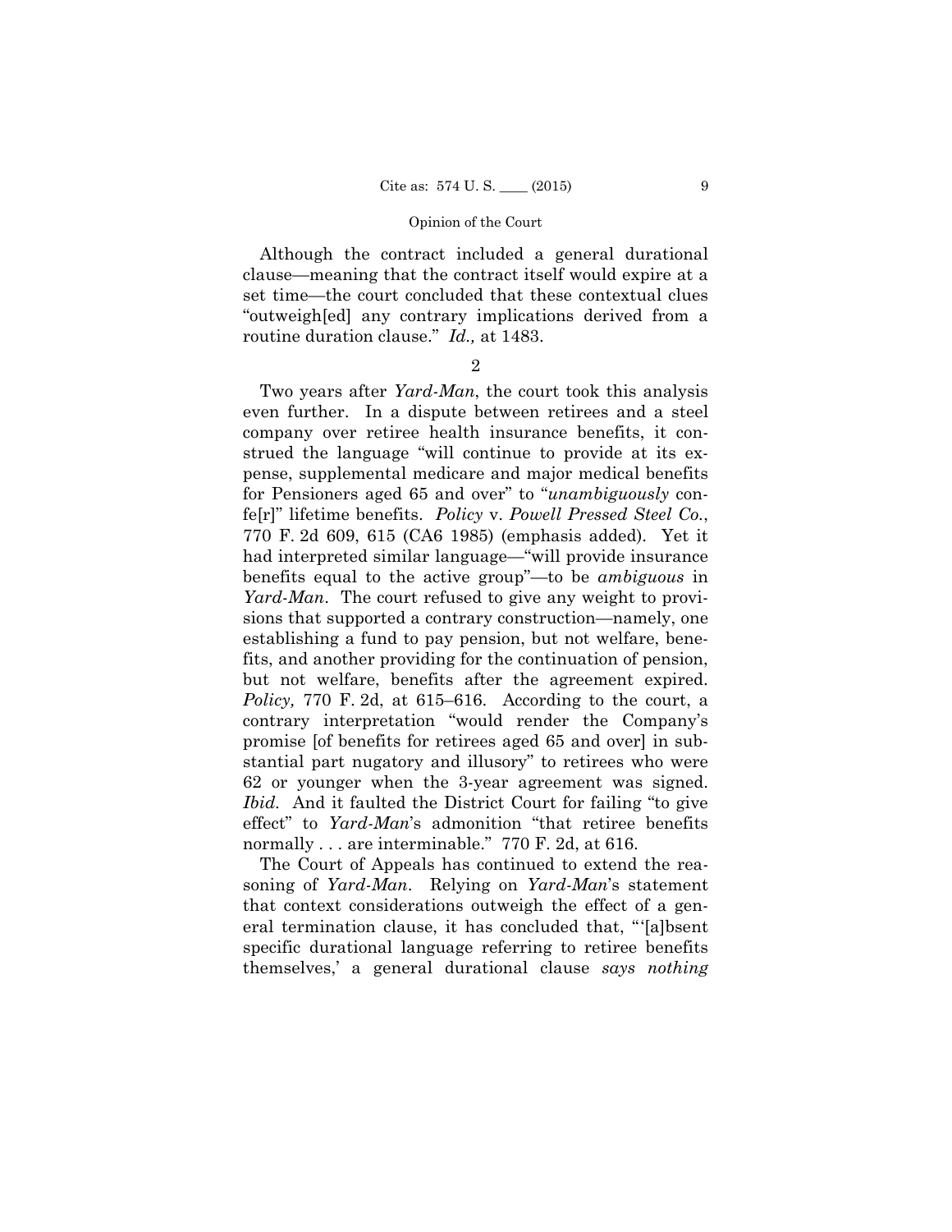Although the contract included a general durational clause—meaning that the contract itself would expire at a set time—the court concluded that these contextual clues "outweigh[ed] any contrary implications derived from a routine duration clause." *Id.,* at 1483.

2

Two years after *Yard-Man*, the court took this analysis even further. In a dispute between retirees and a steel company over retiree health insurance benefits, it construed the language "will continue to provide at its expense, supplemental medicare and major medical benefits for Pensioners aged 65 and over" to "*unambiguously* confe[r]" lifetime benefits. *Policy* v. *Powell Pressed Steel Co.*, 770 F. 2d 609, 615 (CA6 1985) (emphasis added). Yet it had interpreted similar language—"will provide insurance benefits equal to the active group"—to be *ambiguous* in *Yard-Man*. The court refused to give any weight to provisions that supported a contrary construction—namely, one establishing a fund to pay pension, but not welfare, benefits, and another providing for the continuation of pension, but not welfare, benefits after the agreement expired. *Policy,* 770 F. 2d, at 615–616. According to the court, a contrary interpretation "would render the Company's promise [of benefits for retirees aged 65 and over] in substantial part nugatory and illusory" to retirees who were 62 or younger when the 3-year agreement was signed. *Ibid.* And it faulted the District Court for failing "to give effect" to *Yard-Man*'s admonition "that retiree benefits normally . . . are interminable." 770 F. 2d, at 616.

The Court of Appeals has continued to extend the reasoning of *Yard-Man*. Relying on *Yard-Man*'s statement that context considerations outweigh the effect of a general termination clause, it has concluded that, "'[a]bsent specific durational language referring to retiree benefits themselves,' a general durational clause *says nothing*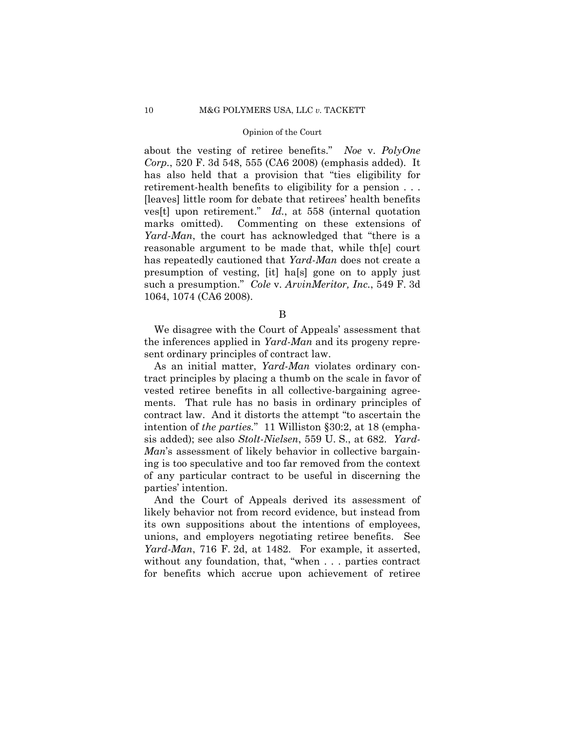about the vesting of retiree benefits." *Noe* v. *PolyOne Corp.*, 520 F. 3d 548, 555 (CA6 2008) (emphasis added). It has also held that a provision that "ties eligibility for retirement-health benefits to eligibility for a pension . . . [leaves] little room for debate that retirees' health benefits ves[t] upon retirement." *Id.*, at 558 (internal quotation marks omitted). Commenting on these extensions of *Yard-Man*, the court has acknowledged that "there is a reasonable argument to be made that, while th[e] court has repeatedly cautioned that *Yard-Man* does not create a presumption of vesting, [it] ha[s] gone on to apply just such a presumption." *Cole* v. *ArvinMeritor, Inc.*, 549 F. 3d 1064, 1074 (CA6 2008).

B

We disagree with the Court of Appeals' assessment that the inferences applied in *Yard-Man* and its progeny represent ordinary principles of contract law.

As an initial matter, *Yard-Man* violates ordinary contract principles by placing a thumb on the scale in favor of vested retiree benefits in all collective-bargaining agreements. That rule has no basis in ordinary principles of contract law. And it distorts the attempt "to ascertain the intention of *the parties*." 11 Williston §30:2, at 18 (emphasis added); see also *Stolt-Nielsen*, 559 U. S., at 682. *Yard-Man*'s assessment of likely behavior in collective bargaining is too speculative and too far removed from the context of any particular contract to be useful in discerning the parties' intention.

And the Court of Appeals derived its assessment of likely behavior not from record evidence, but instead from its own suppositions about the intentions of employees, unions, and employers negotiating retiree benefits. See *Yard-Man*, 716 F. 2d, at 1482. For example, it asserted, without any foundation, that, "when . . . parties contract for benefits which accrue upon achievement of retiree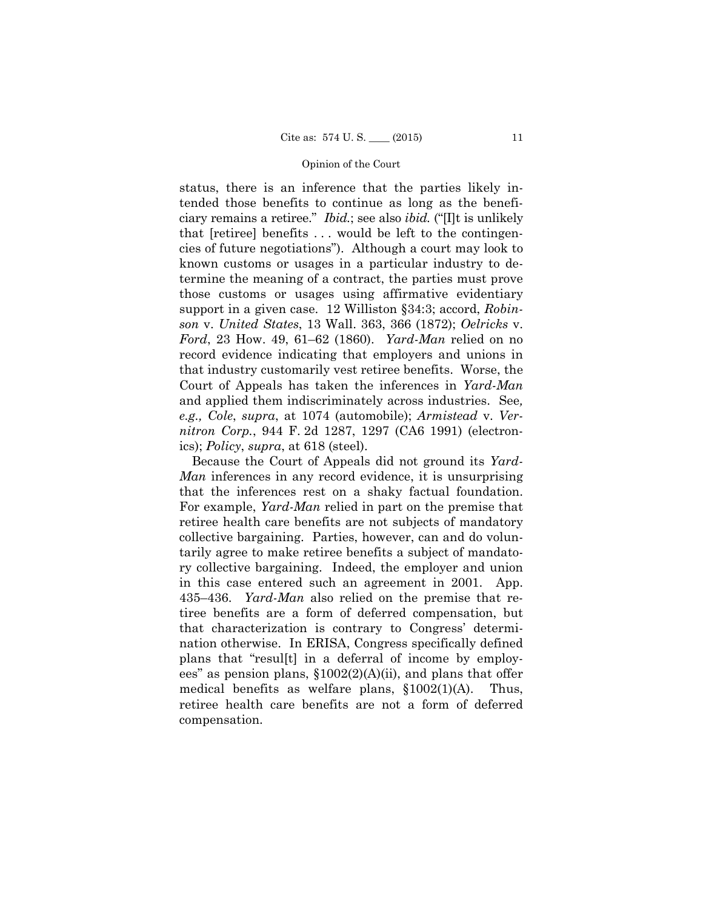status, there is an inference that the parties likely intended those benefits to continue as long as the beneficiary remains a retiree." *Ibid.*; see also *ibid.* ("[I]t is unlikely that [retiree] benefits . . . would be left to the contingencies of future negotiations"). Although a court may look to known customs or usages in a particular industry to determine the meaning of a contract, the parties must prove those customs or usages using affirmative evidentiary support in a given case. 12 Williston §34:3; accord, *Robinson* v. *United States*, 13 Wall. 363, 366 (1872); *Oelricks* v. *Ford*, 23 How. 49, 61–62 (1860). *Yard-Man* relied on no record evidence indicating that employers and unions in that industry customarily vest retiree benefits. Worse, the Court of Appeals has taken the inferences in *Yard-Man* and applied them indiscriminately across industries. See*, e.g., Cole*, *supra*, at 1074 (automobile); *Armistead* v. *Vernitron Corp.*, 944 F. 2d 1287, 1297 (CA6 1991) (electronics); *Policy*, *supra*, at 618 (steel).

Because the Court of Appeals did not ground its *Yard-Man* inferences in any record evidence, it is unsurprising that the inferences rest on a shaky factual foundation. For example, *Yard-Man* relied in part on the premise that retiree health care benefits are not subjects of mandatory collective bargaining. Parties, however, can and do voluntarily agree to make retiree benefits a subject of mandatory collective bargaining. Indeed, the employer and union in this case entered such an agreement in 2001. App. 435–436. *Yard-Man* also relied on the premise that retiree benefits are a form of deferred compensation, but that characterization is contrary to Congress' determination otherwise. In ERISA, Congress specifically defined plans that "resul[t] in a deferral of income by employees" as pension plans, §1002(2)(A)(ii), and plans that offer medical benefits as welfare plans, §1002(1)(A). Thus, retiree health care benefits are not a form of deferred compensation.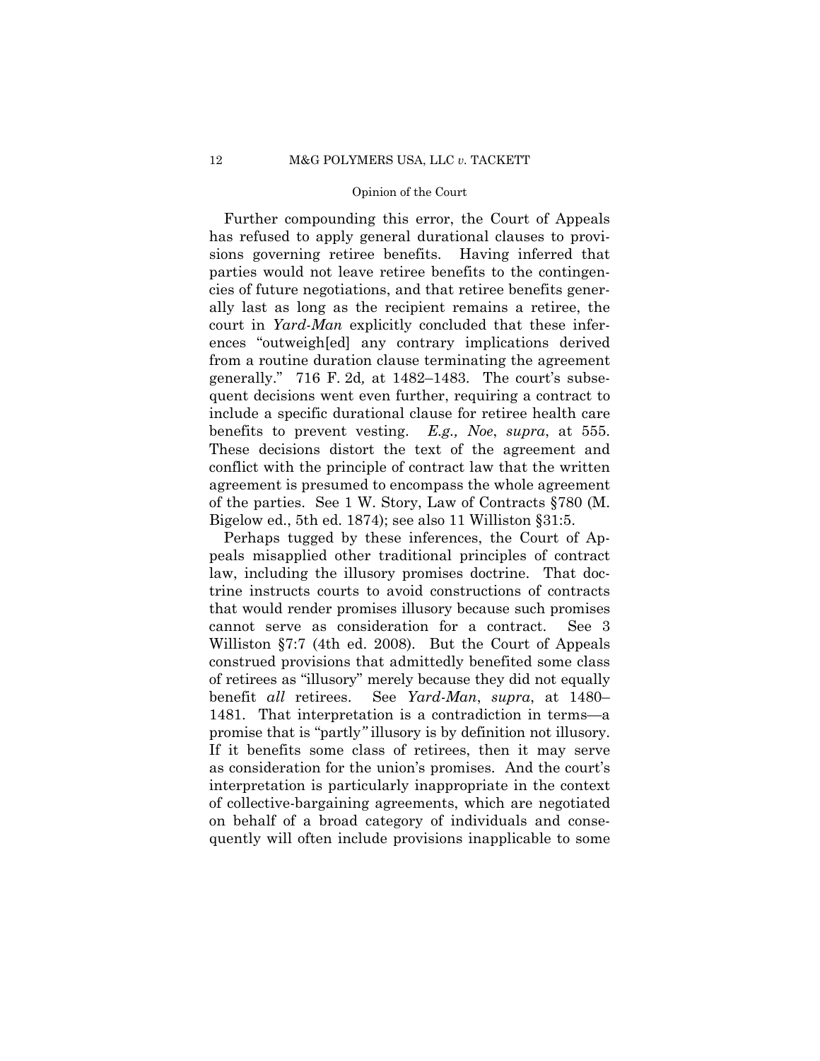Further compounding this error, the Court of Appeals has refused to apply general durational clauses to provisions governing retiree benefits. Having inferred that parties would not leave retiree benefits to the contingencies of future negotiations, and that retiree benefits generally last as long as the recipient remains a retiree, the court in *Yard-Man* explicitly concluded that these inferences "outweigh[ed] any contrary implications derived from a routine duration clause terminating the agreement generally." 716 F. 2d*,* at 1482–1483. The court's subsequent decisions went even further, requiring a contract to include a specific durational clause for retiree health care benefits to prevent vesting. *E.g., Noe*, *supra*, at 555. These decisions distort the text of the agreement and conflict with the principle of contract law that the written agreement is presumed to encompass the whole agreement of the parties. See 1 W. Story, Law of Contracts §780 (M. Bigelow ed., 5th ed. 1874); see also 11 Williston §31:5.

Perhaps tugged by these inferences, the Court of Appeals misapplied other traditional principles of contract law, including the illusory promises doctrine. That doctrine instructs courts to avoid constructions of contracts that would render promises illusory because such promises cannot serve as consideration for a contract. See 3 Williston §7:7 (4th ed. 2008). But the Court of Appeals construed provisions that admittedly benefited some class of retirees as "illusory" merely because they did not equally benefit *all* retirees. See *Yard-Man*, *supra*, at 1480–1481. That interpretation is a contradiction in terms—a promise that is "partly" illusory is by definition not illusory. If it benefits some class of retirees, then it may serve as consideration for the union's promises. And the court's interpretation is particularly inappropriate in the context of collective-bargaining agreements, which are negotiated on behalf of a broad category of individuals and consequently will often include provisions inapplicable to some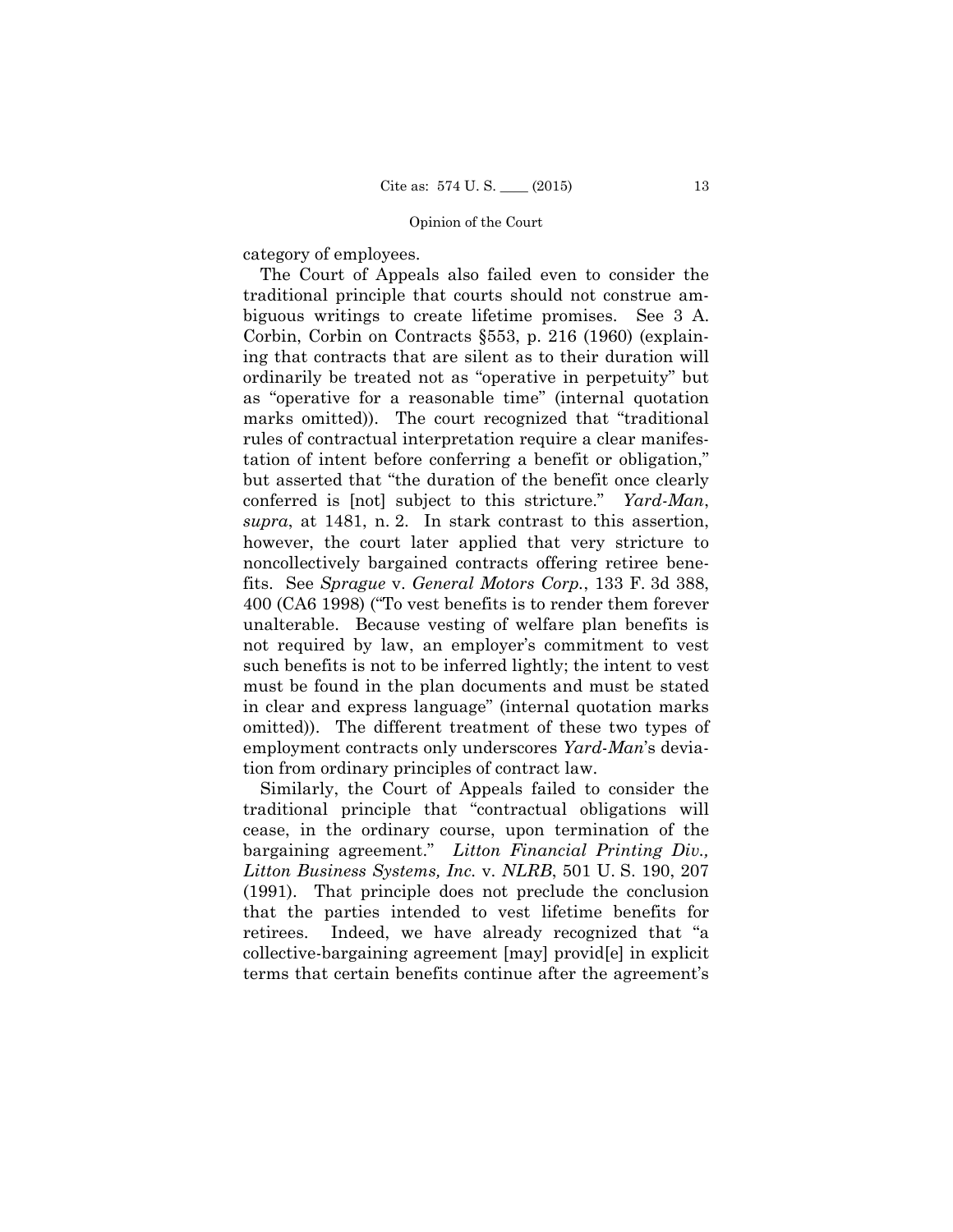category of employees.

The Court of Appeals also failed even to consider the traditional principle that courts should not construe ambiguous writings to create lifetime promises. See 3 A. Corbin, Corbin on Contracts §553, p. 216 (1960) (explaining that contracts that are silent as to their duration will ordinarily be treated not as "operative in perpetuity" but as "operative for a reasonable time" (internal quotation marks omitted)). The court recognized that "traditional rules of contractual interpretation require a clear manifestation of intent before conferring a benefit or obligation," but asserted that "the duration of the benefit once clearly conferred is [not] subject to this stricture." *Yard-Man*, *supra*, at 1481, n. 2. In stark contrast to this assertion, however, the court later applied that very stricture to noncollectively bargained contracts offering retiree benefits. See *Sprague* v. *General Motors Corp.*, 133 F. 3d 388, 400 (CA6 1998) ("To vest benefits is to render them forever unalterable. Because vesting of welfare plan benefits is not required by law, an employer's commitment to vest such benefits is not to be inferred lightly; the intent to vest must be found in the plan documents and must be stated in clear and express language" (internal quotation marks omitted)). The different treatment of these two types of employment contracts only underscores *Yard-Man*'s deviation from ordinary principles of contract law.

Similarly, the Court of Appeals failed to consider the traditional principle that "contractual obligations will cease, in the ordinary course, upon termination of the bargaining agreement." *Litton Financial Printing Div., Litton Business Systems, Inc.* v. *NLRB*, 501 U. S. 190, 207 (1991). That principle does not preclude the conclusion that the parties intended to vest lifetime benefits for retirees. Indeed, we have already recognized that "a collective-bargaining agreement [may] provid[e] in explicit terms that certain benefits continue after the agreement's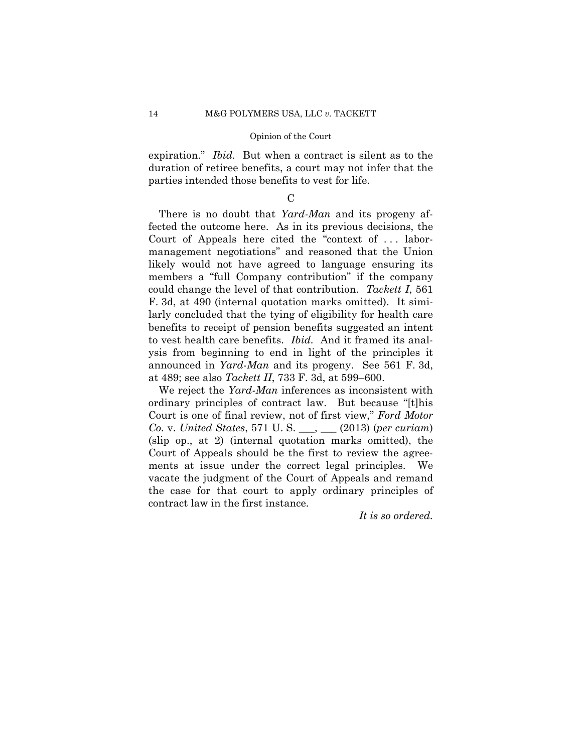expiration." *Ibid.* But when a contract is silent as to the duration of retiree benefits, a court may not infer that the parties intended those benefits to vest for life.

C

There is no doubt that *Yard-Man* and its progeny affected the outcome here. As in its previous decisions, the Court of Appeals here cited the "context of . . . labor-management negotiations" and reasoned that the Union likely would not have agreed to language ensuring its members a "full Company contribution" if the company could change the level of that contribution. *Tackett I*, 561 F. 3d, at 490 (internal quotation marks omitted). It similarly concluded that the tying of eligibility for health care benefits to receipt of pension benefits suggested an intent to vest health care benefits. *Ibid.* And it framed its analysis from beginning to end in light of the principles it announced in *Yard-Man* and its progeny. See 561 F. 3d, at 489; see also *Tackett II*, 733 F. 3d, at 599–600.

We reject the *Yard-Man* inferences as inconsistent with ordinary principles of contract law. But because "[t]his Court is one of final review, not of first view," *Ford Motor Co.* v. *United States*, 571 U. S. ___, ___ (2013) (*per curiam*) (slip op., at 2) (internal quotation marks omitted), the Court of Appeals should be the first to review the agreements at issue under the correct legal principles. We vacate the judgment of the Court of Appeals and remand the case for that court to apply ordinary principles of contract law in the first instance.

*It is so ordered.*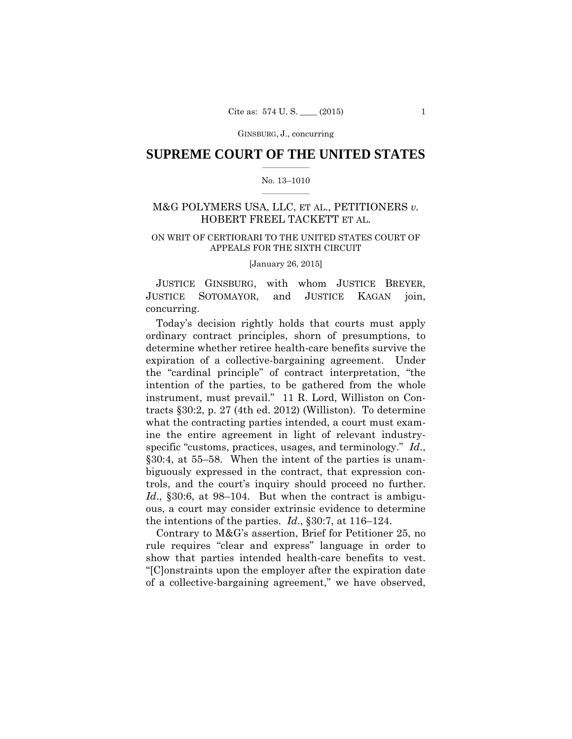## SUPREME COURT OF THE UNITED STATES

No. 13–1010

M&G POLYMERS USA, LLC, ET AL., PETITIONERS *v.* HOBERT FREEL TACKETT ET AL.

ON WRIT OF CERTIORARI TO THE UNITED STATES COURT OF APPEALS FOR THE SIXTH CIRCUIT

[January 26, 2015]

JUSTICE GINSBURG, with whom JUSTICE BREYER, JUSTICE SOTOMAYOR, and JUSTICE KAGAN join, concurring.

Today's decision rightly holds that courts must apply ordinary contract principles, shorn of presumptions, to determine whether retiree health-care benefits survive the expiration of a collective-bargaining agreement. Under the "cardinal principle" of contract interpretation, "the intention of the parties, to be gathered from the whole instrument, must prevail." 11 R. Lord, Williston on Contracts §30:2, p. 27 (4th ed. 2012) (Williston). To determine what the contracting parties intended, a court must examine the entire agreement in light of relevant industry-specific "customs, practices, usages, and terminology." *Id.*, §30:4, at 55–58. When the intent of the parties is unambiguously expressed in the contract, that expression controls, and the court's inquiry should proceed no further. *Id.*, §30:6, at 98–104. But when the contract is ambiguous, a court may consider extrinsic evidence to determine the intentions of the parties. *Id.*, §30:7, at 116–124.

Contrary to M&G's assertion, Brief for Petitioner 25, no rule requires "clear and express" language in order to show that parties intended health-care benefits to vest. "[C]onstraints upon the employer after the expiration date of a collective-bargaining agreement," we have observed,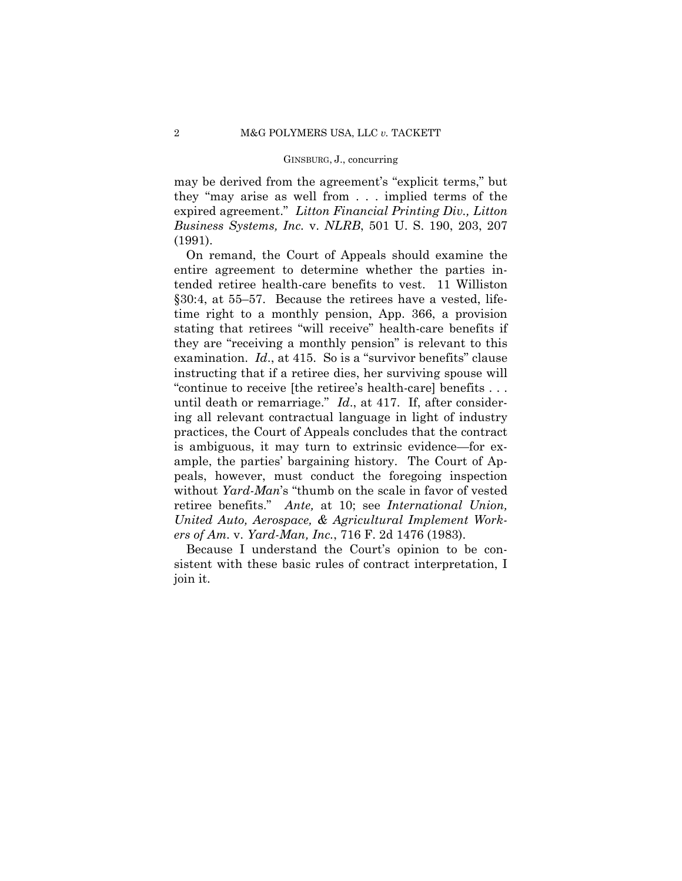may be derived from the agreement's "explicit terms," but they "may arise as well from . . . implied terms of the expired agreement." *Litton Financial Printing Div., Litton Business Systems, Inc.* v. *NLRB*, 501 U. S. 190, 203, 207 (1991).

On remand, the Court of Appeals should examine the entire agreement to determine whether the parties intended retiree health-care benefits to vest. 11 Williston §30:4, at 55–57. Because the retirees have a vested, lifetime right to a monthly pension, App. 366, a provision stating that retirees "will receive" health-care benefits if they are "receiving a monthly pension" is relevant to this examination. *Id*., at 415. So is a "survivor benefits" clause instructing that if a retiree dies, her surviving spouse will "continue to receive [the retiree's health-care] benefits . . . until death or remarriage." *Id*., at 417. If, after considering all relevant contractual language in light of industry practices, the Court of Appeals concludes that the contract is ambiguous, it may turn to extrinsic evidence—for example, the parties' bargaining history. The Court of Appeals, however, must conduct the foregoing inspection without *Yard-Man*'s "thumb on the scale in favor of vested retiree benefits." *Ante,* at 10; see *International Union, United Auto, Aerospace, & Agricultural Implement Workers of Am*. v. *Yard-Man, Inc.*, 716 F. 2d 1476 (1983).

Because I understand the Court's opinion to be consistent with these basic rules of contract interpretation, I join it.